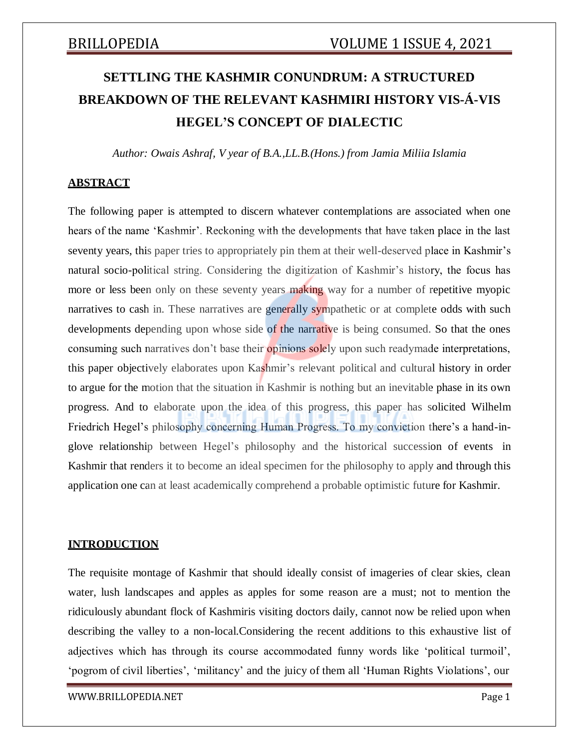# SETTLING THE KASHMIR CONUNDRUM: A STRUCTURED BREAKDOWN OF THE RELEVANT KASHMIRI HISTORY VIS-Á-VIS HEGEL'S CONCEPT OF DIALECTIC

*Author: Owais Ashraf, V year of B.A.,LL.B.(Hons.) from Jamia Miliia Islamia*

## ABSTRACT

The following paper is attempted to discern whatever contemplations are associated when one hears of the name 'Kashmir'. Reckoning with the developments that have taken place in the last seventy years, this paper tries to appropriately pin them at their well-deserved place in Kashmir's natural socio-political string. Considering the digitization of Kashmir's history, the focus has more or less been only on these seventy years making way for a number of repetitive myopic narratives to cash in. These narratives are generally sympathetic or at complete odds with such developments depending upon whose side of the narrative is being consumed. So that the ones consuming such narratives don't base their opinions solely upon such readymade interpretations, this paper objectively elaborates upon Kashmir's relevant political and cultural history in order to argue for the motion that the situation in Kashmir is nothing but an inevitable phase in its own progress. And to elaborate upon the idea of this progress, this paper has solicited Wilhelm Friedrich Hegel's philosophy concerning Human Progress. To my conviction there's a hand-in-glove relationship between Hegel's philosophy and the historical succession of events in Kashmir that renders it to become an ideal specimen for the philosophy to apply and through this application one can at least academically comprehend a probable optimistic future for Kashmir.

## INTRODUCTION

The requisite montage of Kashmir that should ideally consist of imageries of clear skies, clean water, lush landscapes and apples as apples for some reason are a must; not to mention the ridiculously abundant flock of Kashmiris visiting doctors daily, cannot now be relied upon when describing the valley to a non-local.Considering the recent additions to this exhaustive list of adjectives which has through its course accommodated funny words like 'political turmoil', 'pogrom of civil liberties', 'militancy' and the juicy of them all 'Human Rights Violations', our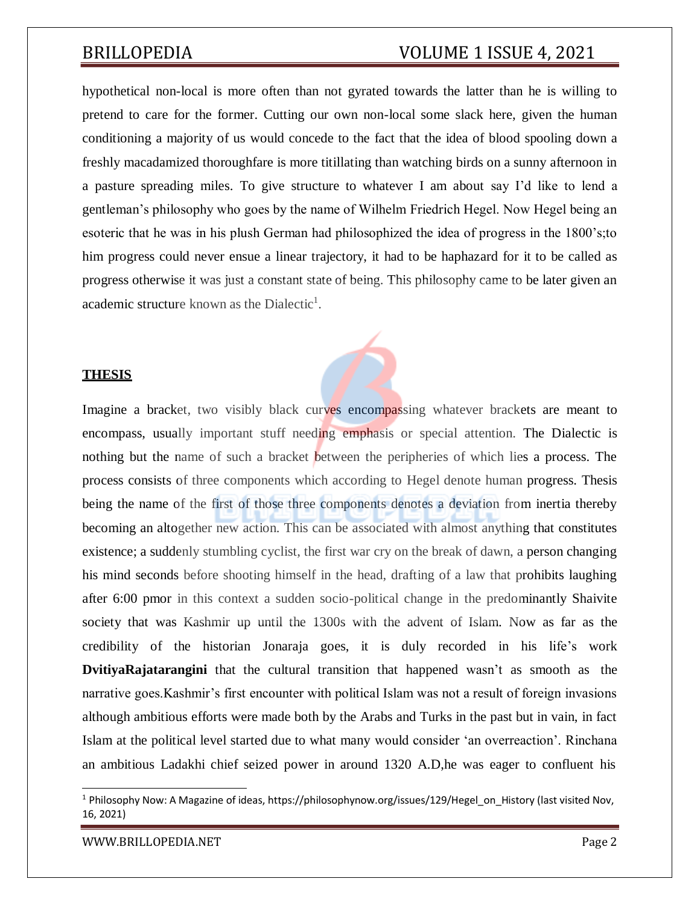hypothetical non-local is more often than not gyrated towards the latter than he is willing to pretend to care for the former. Cutting our own non-local some slack here, given the human conditioning a majority of us would concede to the fact that the idea of blood spooling down a freshly macadamized thoroughfare is more titillating than watching birds on a sunny afternoon in a pasture spreading miles. To give structure to whatever I am about say I'd like to lend a gentleman's philosophy who goes by the name of Wilhelm Friedrich Hegel. Now Hegel being an esoteric that he was in his plush German had philosophized the idea of progress in the 1800's;to him progress could never ensue a linear trajectory, it had to be haphazard for it to be called as progress otherwise it was just a constant state of being. This philosophy came to be later given an academic structure known as the Dialectic[1].

## THESIS

Imagine a bracket, two visibly black curves encompassing whatever brackets are meant to encompass, usually important stuff needing emphasis or special attention. The Dialectic is nothing but the name of such a bracket between the peripheries of which lies a process. The process consists of three components which according to Hegel denote human progress. Thesis being the name of the first of those three components denotes a deviation from inertia thereby becoming an altogether new action. This can be associated with almost anything that constitutes existence; a suddenly stumbling cyclist, the first war cry on the break of dawn, a person changing his mind seconds before shooting himself in the head, drafting of a law that prohibits laughing after 6:00 pmor in this context a sudden socio-political change in the predominantly Shaivite society that was Kashmir up until the 1300s with the advent of Islam. Now as far as the credibility of the historian Jonaraja goes, it is duly recorded in his life's work **DvitiyaRajatarangini** that the cultural transition that happened wasn't as smooth as the narrative goes.Kashmir's first encounter with political Islam was not a result of foreign invasions although ambitious efforts were made both by the Arabs and Turks in the past but in vain, in fact Islam at the political level started due to what many would consider 'an overreaction'. Rinchana an ambitious Ladakhi chief seized power in around 1320 A.D,he was eager to confluent his

---

[1] Philosophy Now: A Magazine of ideas, https://philosophynow.org/issues/129/Hegel_on_History (last visited Nov, 16, 2021)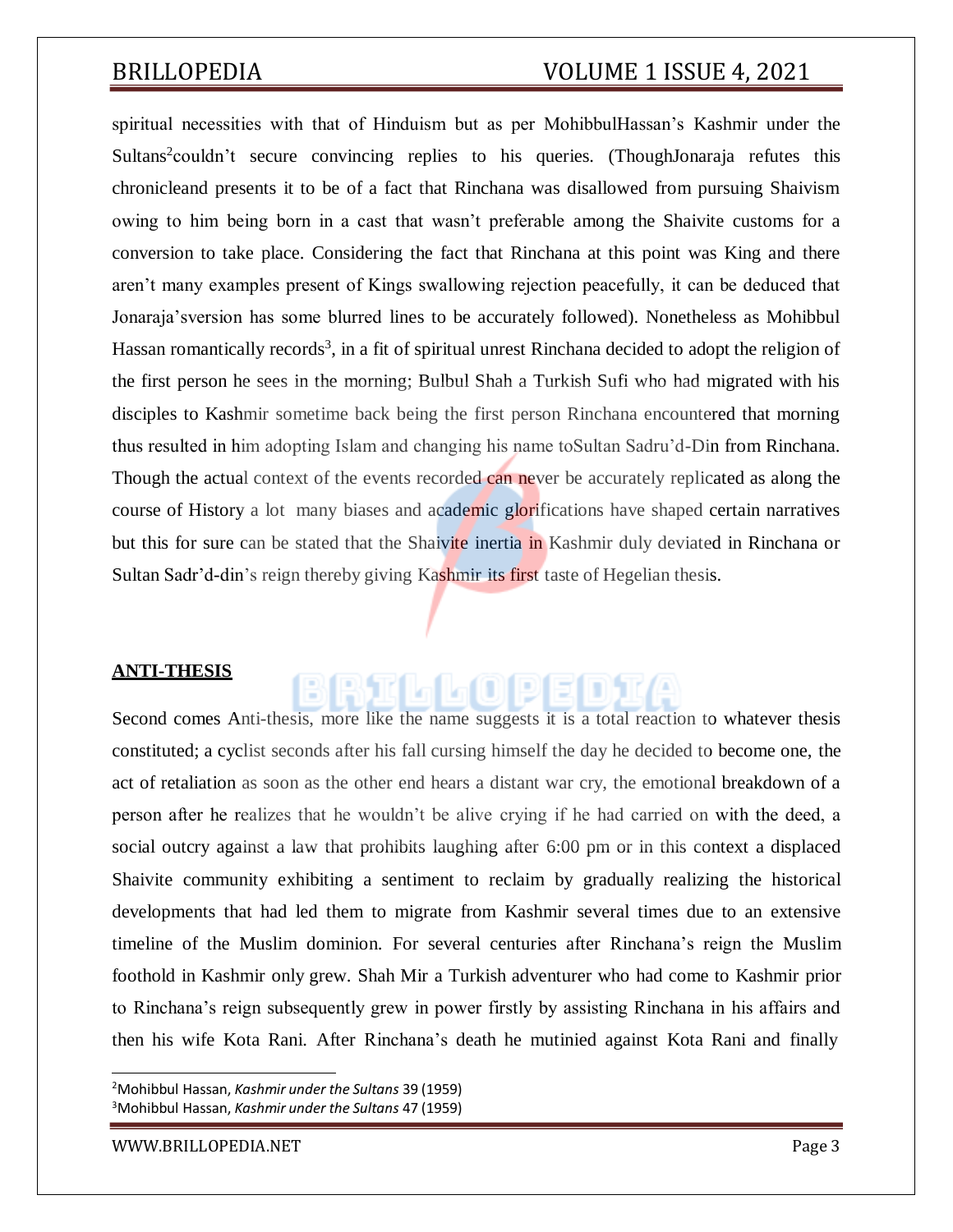spiritual necessities with that of Hinduism but as per MohibbulHassan's Kashmir under the Sultans[2]couldn't secure convincing replies to his queries. (ThoughJonaraja refutes this chronicleand presents it to be of a fact that Rinchana was disallowed from pursuing Shaivism owing to him being born in a cast that wasn't preferable among the Shaivite customs for a conversion to take place. Considering the fact that Rinchana at this point was King and there aren't many examples present of Kings swallowing rejection peacefully, it can be deduced that Jonaraja'sversion has some blurred lines to be accurately followed). Nonetheless as Mohibbul Hassan romantically records[3], in a fit of spiritual unrest Rinchana decided to adopt the religion of the first person he sees in the morning; Bulbul Shah a Turkish Sufi who had migrated with his disciples to Kashmir sometime back being the first person Rinchana encountered that morning thus resulted in him adopting Islam and changing his name toSultan Sadru'd-Din from Rinchana. Though the actual context of the events recorded can never be accurately replicated as along the course of History a lot many biases and academic glorifications have shaped certain narratives but this for sure can be stated that the Shaivite inertia in Kashmir duly deviated in Rinchana or Sultan Sadr'd-din's reign thereby giving Kashmir its first taste of Hegelian thesis.

## ANTI-THESIS

Second comes Anti-thesis, more like the name suggests it is a total reaction to whatever thesis constituted; a cyclist seconds after his fall cursing himself the day he decided to become one, the act of retaliation as soon as the other end hears a distant war cry, the emotional breakdown of a person after he realizes that he wouldn't be alive crying if he had carried on with the deed, a social outcry against a law that prohibits laughing after 6:00 pm or in this context a displaced Shaivite community exhibiting a sentiment to reclaim by gradually realizing the historical developments that had led them to migrate from Kashmir several times due to an extensive timeline of the Muslim dominion. For several centuries after Rinchana's reign the Muslim foothold in Kashmir only grew. Shah Mir a Turkish adventurer who had come to Kashmir prior to Rinchana's reign subsequently grew in power firstly by assisting Rinchana in his affairs and then his wife Kota Rani. After Rinchana's death he mutinied against Kota Rani and finally

[2]Mohibbul Hassan, *Kashmir under the Sultans* 39 (1959)
[3]Mohibbul Hassan, *Kashmir under the Sultans* 47 (1959)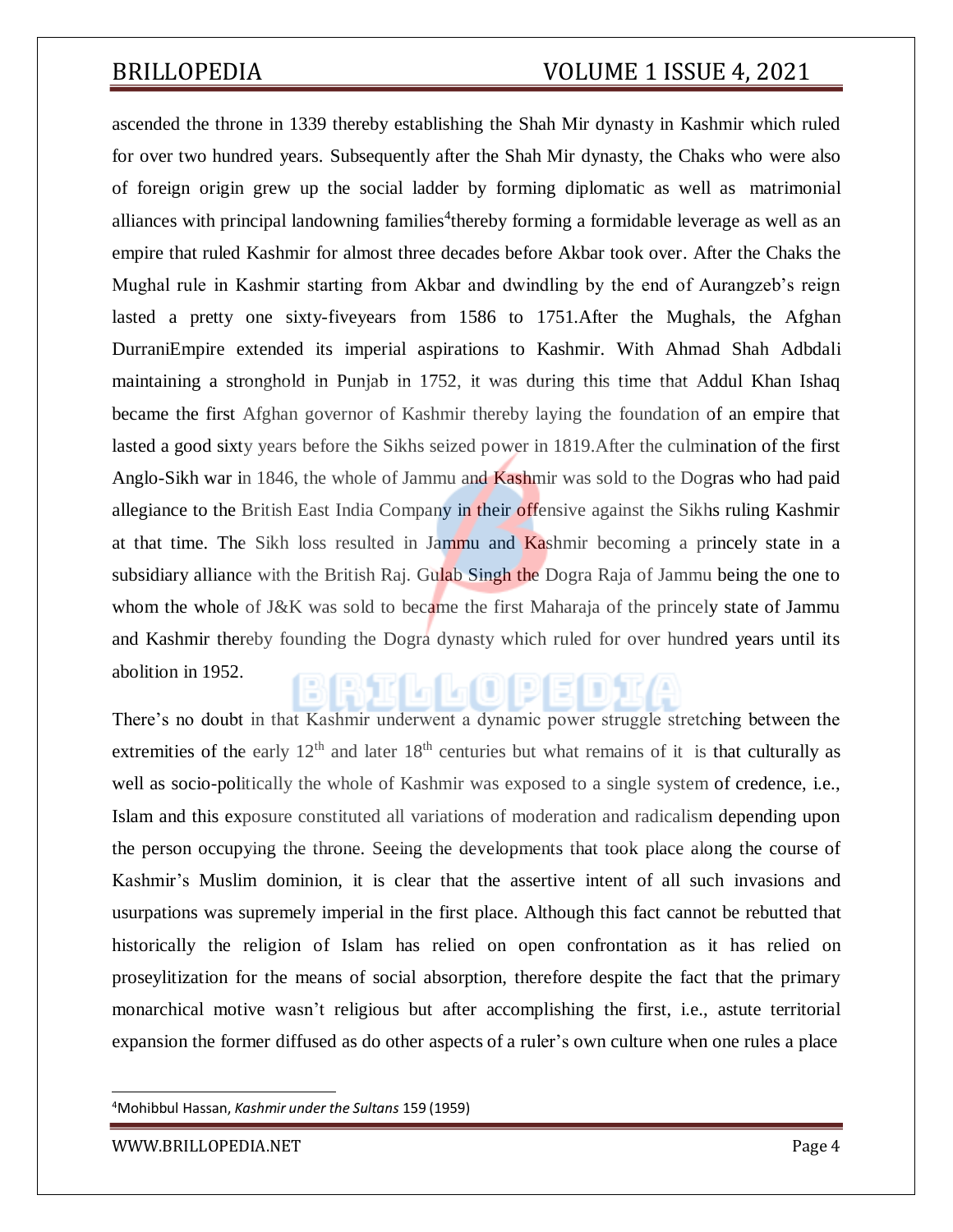ascended the throne in 1339 thereby establishing the Shah Mir dynasty in Kashmir which ruled for over two hundred years. Subsequently after the Shah Mir dynasty, the Chaks who were also of foreign origin grew up the social ladder by forming diplomatic as well as matrimonial alliances with principal landowning families[4]thereby forming a formidable leverage as well as an empire that ruled Kashmir for almost three decades before Akbar took over. After the Chaks the Mughal rule in Kashmir starting from Akbar and dwindling by the end of Aurangzeb's reign lasted a pretty one sixty-fiveyears from 1586 to 1751.After the Mughals, the Afghan DurraniEmpire extended its imperial aspirations to Kashmir. With Ahmad Shah Adbdali maintaining a stronghold in Punjab in 1752, it was during this time that Addul Khan Ishaq became the first Afghan governor of Kashmir thereby laying the foundation of an empire that lasted a good sixty years before the Sikhs seized power in 1819.After the culmination of the first Anglo-Sikh war in 1846, the whole of Jammu and Kashmir was sold to the Dogras who had paid allegiance to the British East India Company in their offensive against the Sikhs ruling Kashmir at that time. The Sikh loss resulted in Jammu and Kashmir becoming a princely state in a subsidiary alliance with the British Raj. Gulab Singh the Dogra Raja of Jammu being the one to whom the whole of J&K was sold to became the first Maharaja of the princely state of Jammu and Kashmir thereby founding the Dogra dynasty which ruled for over hundred years until its abolition in 1952.

There's no doubt in that Kashmir underwent a dynamic power struggle stretching between the extremities of the early 12th and later 18th centuries but what remains of it is that culturally as well as socio-politically the whole of Kashmir was exposed to a single system of credence, i.e., Islam and this exposure constituted all variations of moderation and radicalism depending upon the person occupying the throne. Seeing the developments that took place along the course of Kashmir's Muslim dominion, it is clear that the assertive intent of all such invasions and usurpations was supremely imperial in the first place. Although this fact cannot be rebutted that historically the religion of Islam has relied on open confrontation as it has relied on proseylitization for the means of social absorption, therefore despite the fact that the primary monarchical motive wasn't religious but after accomplishing the first, i.e., astute territorial expansion the former diffused as do other aspects of a ruler's own culture when one rules a place

[4]Mohibbul Hassan, *Kashmir under the Sultans* 159 (1959)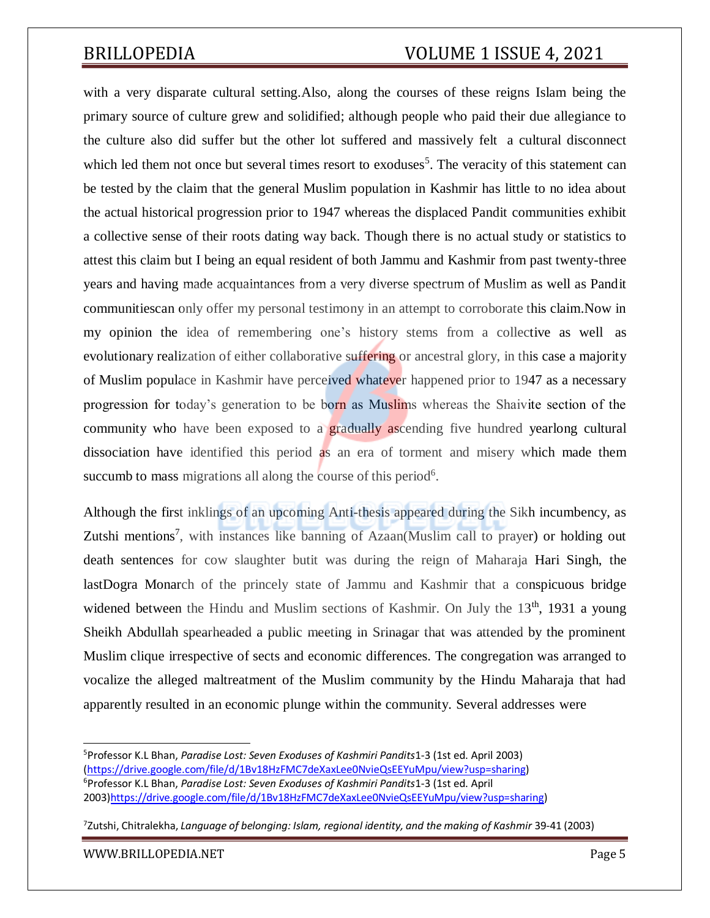with a very disparate cultural setting.Also, along the courses of these reigns Islam being the primary source of culture grew and solidified; although people who paid their due allegiance to the culture also did suffer but the other lot suffered and massively felt a cultural disconnect which led them not once but several times resort to exoduses[5]. The veracity of this statement can be tested by the claim that the general Muslim population in Kashmir has little to no idea about the actual historical progression prior to 1947 whereas the displaced Pandit communities exhibit a collective sense of their roots dating way back. Though there is no actual study or statistics to attest this claim but I being an equal resident of both Jammu and Kashmir from past twenty-three years and having made acquaintances from a very diverse spectrum of Muslim as well as Pandit communitiescan only offer my personal testimony in an attempt to corroborate this claim.Now in my opinion the idea of remembering one's history stems from a collective as well as evolutionary realization of either collaborative suffering or ancestral glory, in this case a majority of Muslim populace in Kashmir have perceived whatever happened prior to 1947 as a necessary progression for today's generation to be born as Muslims whereas the Shaivite section of the community who have been exposed to a gradually ascending five hundred yearlong cultural dissociation have identified this period as an era of torment and misery which made them succumb to mass migrations all along the course of this period[6].

Although the first inklings of an upcoming Anti-thesis appeared during the Sikh incumbency, as Zutshi mentions[7], with instances like banning of Azaan(Muslim call to prayer) or holding out death sentences for cow slaughter butit was during the reign of Maharaja Hari Singh, the lastDogra Monarch of the princely state of Jammu and Kashmir that a conspicuous bridge widened between the Hindu and Muslim sections of Kashmir. On July the 13th, 1931 a young Sheikh Abdullah spearheaded a public meeting in Srinagar that was attended by the prominent Muslim clique irrespective of sects and economic differences. The congregation was arranged to vocalize the alleged maltreatment of the Muslim community by the Hindu Maharaja that had apparently resulted in an economic plunge within the community. Several addresses were

---

[5]Professor K.L Bhan, *Paradise Lost: Seven Exoduses of Kashmiri Pandits*1-3 (1st ed. April 2003) (https://drive.google.com/file/d/1Bv18HzFMC7deXaxLee0NvieQsEEYuMpu/view?usp=sharing)

[6]Professor K.L Bhan, *Paradise Lost: Seven Exoduses of Kashmiri Pandits*1-3 (1st ed. April 2003)https://drive.google.com/file/d/1Bv18HzFMC7deXaxLee0NvieQsEEYuMpu/view?usp=sharing)

[7]Zutshi, Chitralekha, *Language of belonging: Islam, regional identity, and the making of Kashmir* 39-41 (2003)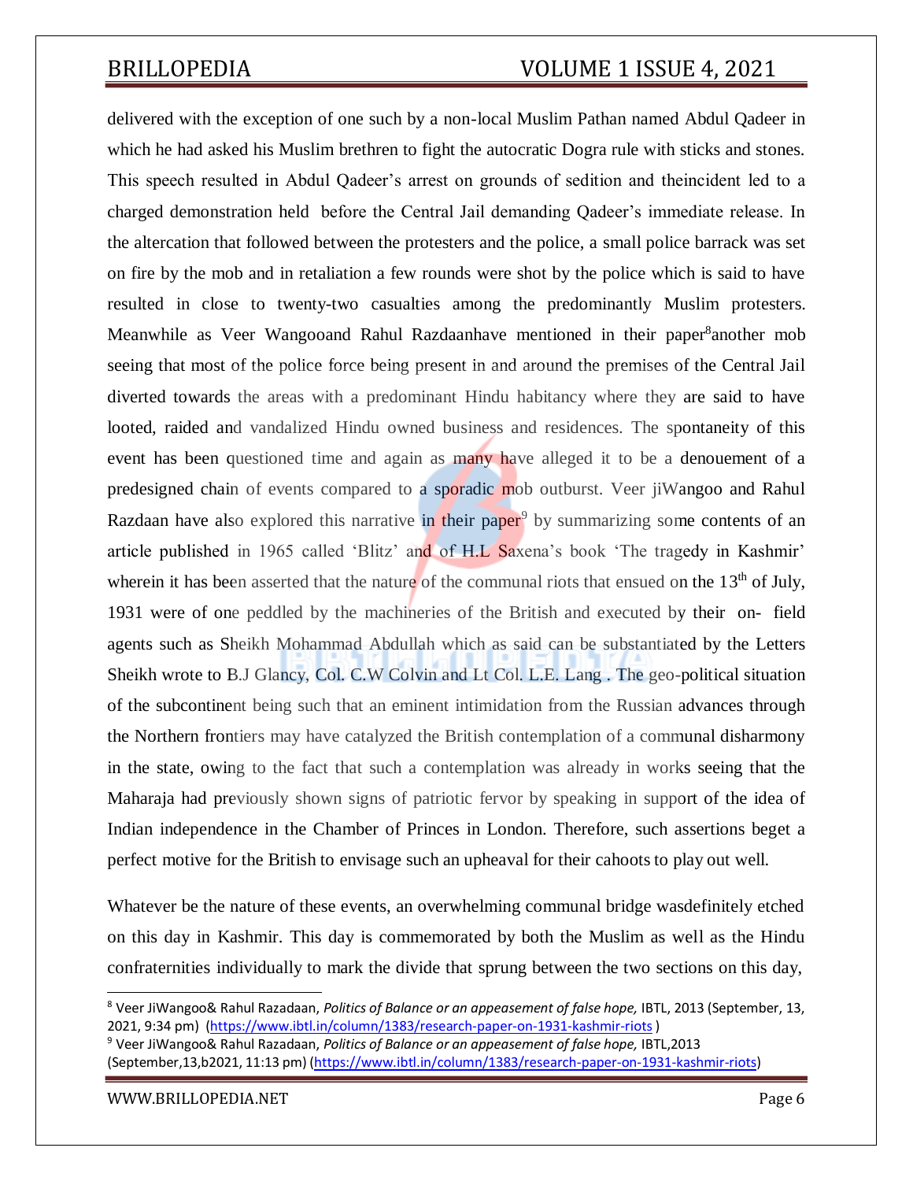delivered with the exception of one such by a non-local Muslim Pathan named Abdul Qadeer in which he had asked his Muslim brethren to fight the autocratic Dogra rule with sticks and stones. This speech resulted in Abdul Qadeer's arrest on grounds of sedition and theincident led to a charged demonstration held before the Central Jail demanding Qadeer's immediate release. In the altercation that followed between the protesters and the police, a small police barrack was set on fire by the mob and in retaliation a few rounds were shot by the police which is said to have resulted in close to twenty-two casualties among the predominantly Muslim protesters. Meanwhile as Veer Wangooand Rahul Razdaanhave mentioned in their paper[8]another mob seeing that most of the police force being present in and around the premises of the Central Jail diverted towards the areas with a predominant Hindu habitancy where they are said to have looted, raided and vandalized Hindu owned business and residences. The spontaneity of this event has been questioned time and again as many have alleged it to be a denouement of a predesigned chain of events compared to a sporadic mob outburst. Veer jiWangoo and Rahul Razdaan have also explored this narrative in their paper[9] by summarizing some contents of an article published in 1965 called 'Blitz' and of H.L Saxena's book 'The tragedy in Kashmir' wherein it has been asserted that the nature of the communal riots that ensued on the 13th of July, 1931 were of one peddled by the machineries of the British and executed by their on- field agents such as Sheikh Mohammad Abdullah which as said can be substantiated by the Letters Sheikh wrote to B.J Glancy, Col. C.W Colvin and Lt Col. L.E. Lang . The geo-political situation of the subcontinent being such that an eminent intimidation from the Russian advances through the Northern frontiers may have catalyzed the British contemplation of a communal disharmony in the state, owing to the fact that such a contemplation was already in works seeing that the Maharaja had previously shown signs of patriotic fervor by speaking in support of the idea of Indian independence in the Chamber of Princes in London. Therefore, such assertions beget a perfect motive for the British to envisage such an upheaval for their cahoots to play out well.

Whatever be the nature of these events, an overwhelming communal bridge wasdefinitely etched on this day in Kashmir. This day is commemorated by both the Muslim as well as the Hindu confraternities individually to mark the divide that sprung between the two sections on this day,

---

[8] Veer JiWangoo& Rahul Razadaan, *Politics of Balance or an appeasement of false hope,* IBTL, 2013 (September, 13, 2021, 9:34 pm) (https://www.ibtl.in/column/1383/research-paper-on-1931-kashmir-riots )

[9] Veer JiWangoo& Rahul Razadaan, *Politics of Balance or an appeasement of false hope,* IBTL,2013 (September,13,b2021, 11:13 pm) (https://www.ibtl.in/column/1383/research-paper-on-1931-kashmir-riots)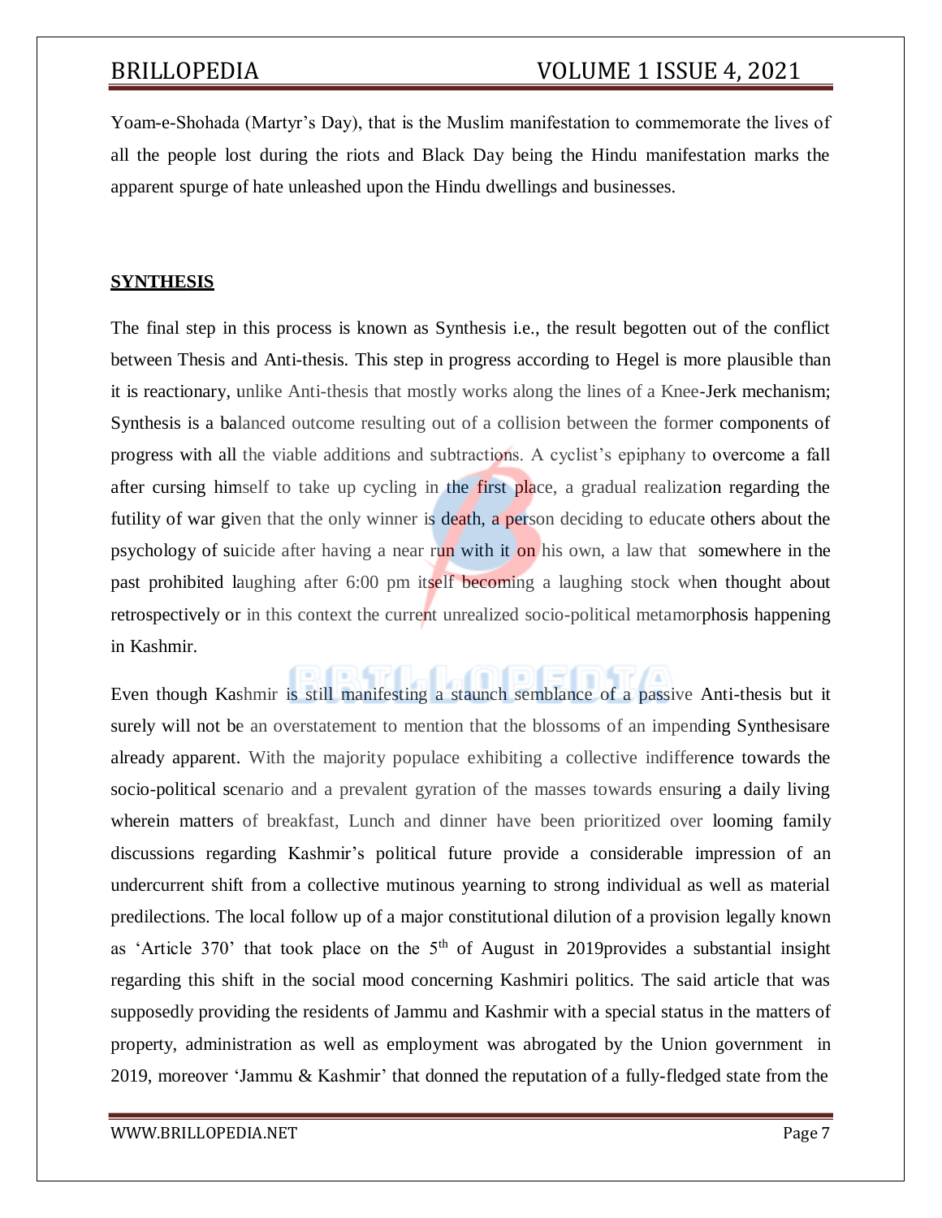Yoam-e-Shohada (Martyr's Day), that is the Muslim manifestation to commemorate the lives of all the people lost during the riots and Black Day being the Hindu manifestation marks the apparent spurge of hate unleashed upon the Hindu dwellings and businesses.

## SYNTHESIS

The final step in this process is known as Synthesis i.e., the result begotten out of the conflict between Thesis and Anti-thesis. This step in progress according to Hegel is more plausible than it is reactionary, unlike Anti-thesis that mostly works along the lines of a Knee-Jerk mechanism; Synthesis is a balanced outcome resulting out of a collision between the former components of progress with all the viable additions and subtractions. A cyclist's epiphany to overcome a fall after cursing himself to take up cycling in the first place, a gradual realization regarding the futility of war given that the only winner is death, a person deciding to educate others about the psychology of suicide after having a near run with it on his own, a law that somewhere in the past prohibited laughing after 6:00 pm itself becoming a laughing stock when thought about retrospectively or in this context the current unrealized socio-political metamorphosis happening in Kashmir.

Even though Kashmir is still manifesting a staunch semblance of a passive Anti-thesis but it surely will not be an overstatement to mention that the blossoms of an impending Synthesisare already apparent. With the majority populace exhibiting a collective indifference towards the socio-political scenario and a prevalent gyration of the masses towards ensuring a daily living wherein matters of breakfast, Lunch and dinner have been prioritized over looming family discussions regarding Kashmir's political future provide a considerable impression of an undercurrent shift from a collective mutinous yearning to strong individual as well as material predilections. The local follow up of a major constitutional dilution of a provision legally known as 'Article 370' that took place on the 5th of August in 2019provides a substantial insight regarding this shift in the social mood concerning Kashmiri politics. The said article that was supposedly providing the residents of Jammu and Kashmir with a special status in the matters of property, administration as well as employment was abrogated by the Union government in 2019, moreover 'Jammu & Kashmir' that donned the reputation of a fully-fledged state from the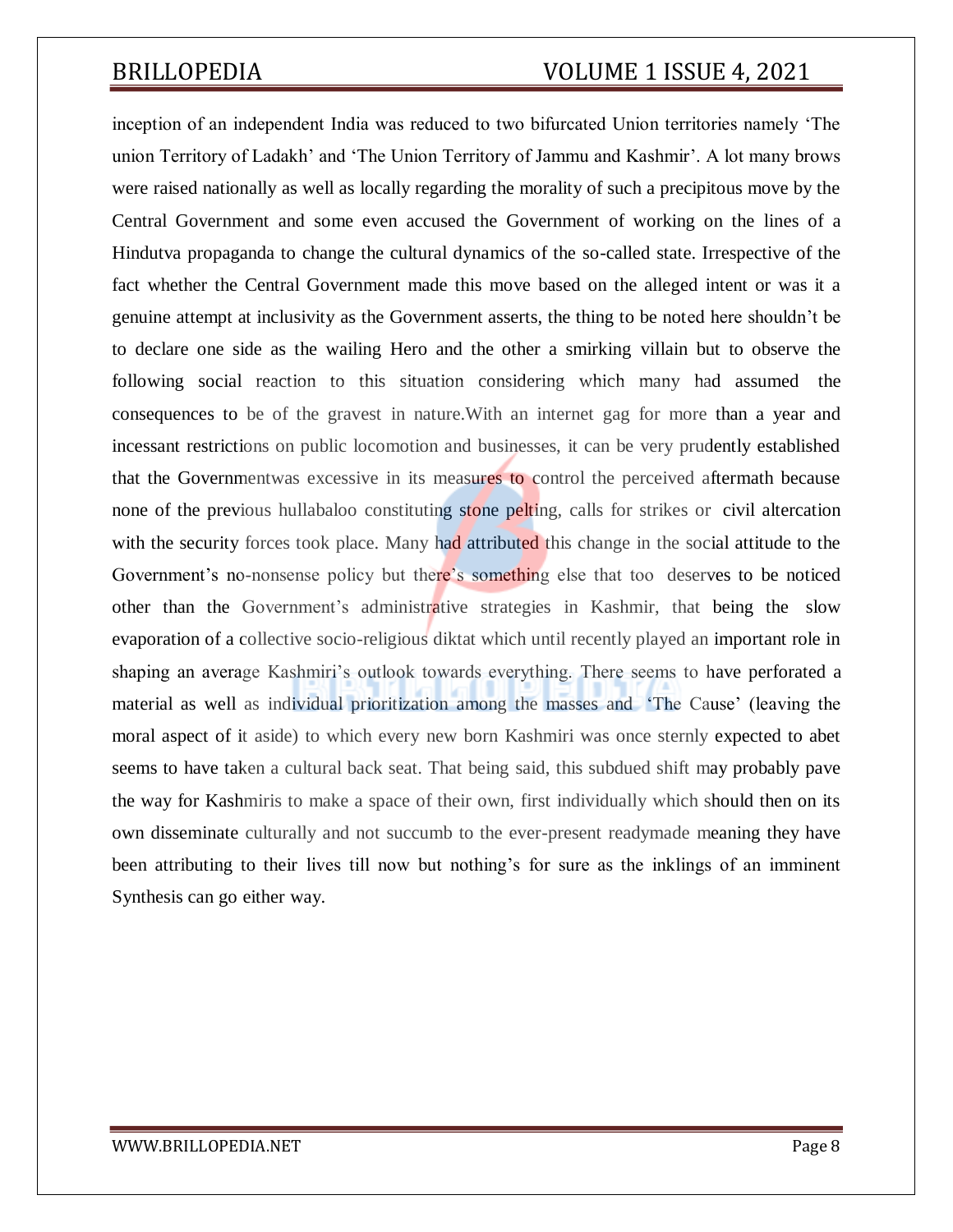inception of an independent India was reduced to two bifurcated Union territories namely 'The union Territory of Ladakh' and 'The Union Territory of Jammu and Kashmir'. A lot many brows were raised nationally as well as locally regarding the morality of such a precipitous move by the Central Government and some even accused the Government of working on the lines of a Hindutva propaganda to change the cultural dynamics of the so-called state. Irrespective of the fact whether the Central Government made this move based on the alleged intent or was it a genuine attempt at inclusivity as the Government asserts, the thing to be noted here shouldn't be to declare one side as the wailing Hero and the other a smirking villain but to observe the following social reaction to this situation considering which many had assumed the consequences to be of the gravest in nature.With an internet gag for more than a year and incessant restrictions on public locomotion and businesses, it can be very prudently established that the Governmentwas excessive in its measures to control the perceived aftermath because none of the previous hullabaloo constituting stone pelting, calls for strikes or civil altercation with the security forces took place. Many had attributed this change in the social attitude to the Government's no-nonsense policy but there's something else that too deserves to be noticed other than the Government's administrative strategies in Kashmir, that being the slow evaporation of a collective socio-religious diktat which until recently played an important role in shaping an average Kashmiri's outlook towards everything. There seems to have perforated a material as well as individual prioritization among the masses and 'The Cause' (leaving the moral aspect of it aside) to which every new born Kashmiri was once sternly expected to abet seems to have taken a cultural back seat. That being said, this subdued shift may probably pave the way for Kashmiris to make a space of their own, first individually which should then on its own disseminate culturally and not succumb to the ever-present readymade meaning they have been attributing to their lives till now but nothing's for sure as the inklings of an imminent Synthesis can go either way.